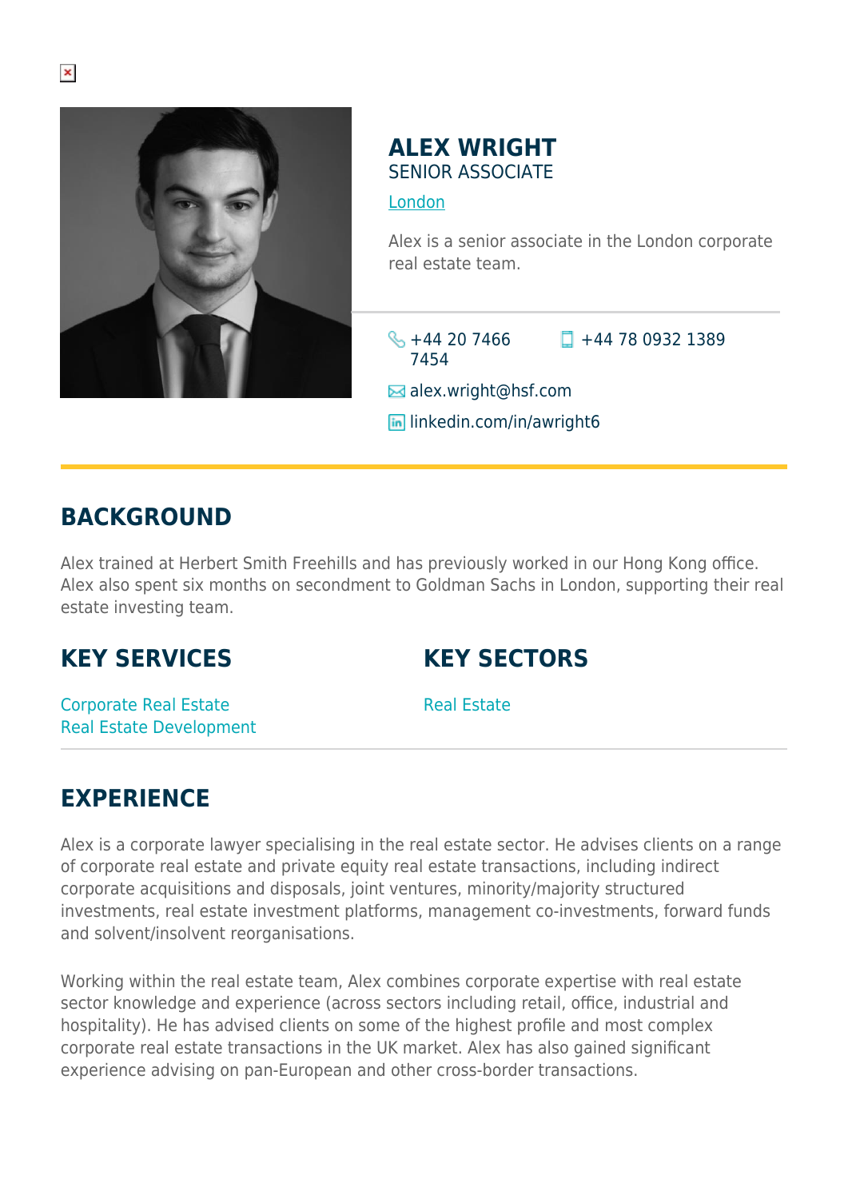# ALEX WRIGHT

SENIOR ASSOCIATE

London

Alex is a senior associate in the London corporate real estate team.

+44 20 7466 7454

+44 78 0932 1389

alex.wright@hsf.com

linkedin.com/in/awright6

## BACKGROUND

Alex trained at Herbert Smith Freehills and has previously worked in our Hong Kong office. Alex also spent six months on secondment to Goldman Sachs in London, supporting their real estate investing team.

## KEY SERVICES

Corporate Real Estate
Real Estate Development

## KEY SECTORS

Real Estate

## EXPERIENCE

Alex is a corporate lawyer specialising in the real estate sector. He advises clients on a range of corporate real estate and private equity real estate transactions, including indirect corporate acquisitions and disposals, joint ventures, minority/majority structured investments, real estate investment platforms, management co-investments, forward funds and solvent/insolvent reorganisations.

Working within the real estate team, Alex combines corporate expertise with real estate sector knowledge and experience (across sectors including retail, office, industrial and hospitality). He has advised clients on some of the highest profile and most complex corporate real estate transactions in the UK market. Alex has also gained significant experience advising on pan-European and other cross-border transactions.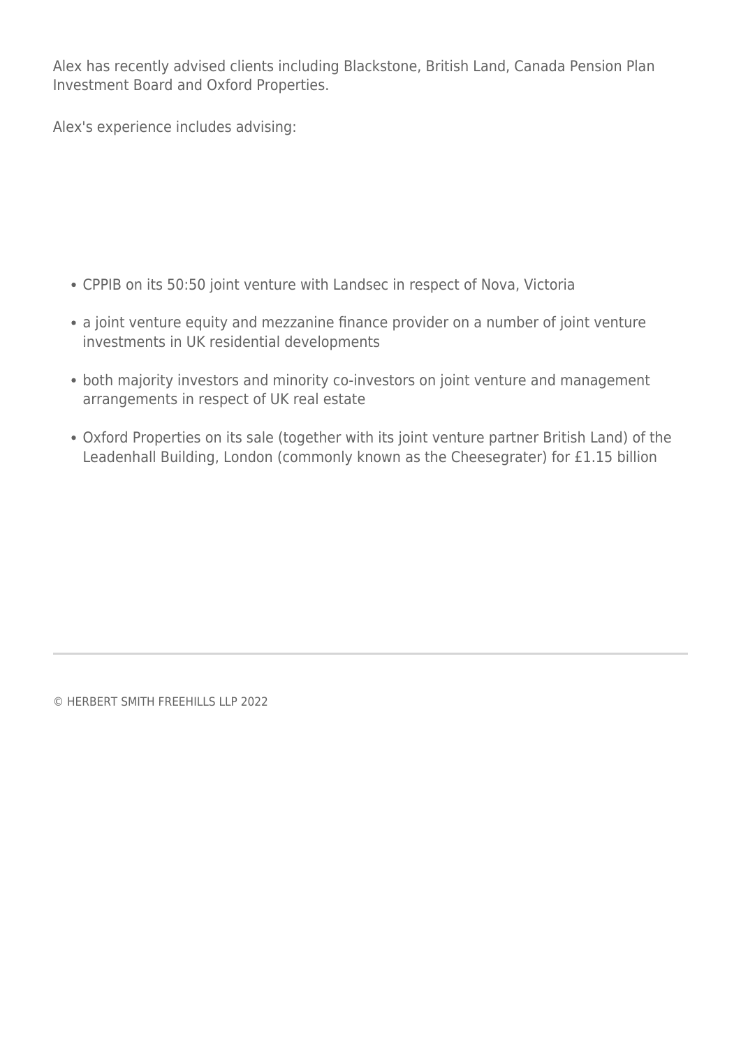Alex has recently advised clients including Blackstone, British Land, Canada Pension Plan Investment Board and Oxford Properties.

Alex's experience includes advising:

- CPPIB on its 50:50 joint venture with Landsec in respect of Nova, Victoria
- a joint venture equity and mezzanine finance provider on a number of joint venture investments in UK residential developments
- both majority investors and minority co-investors on joint venture and management arrangements in respect of UK real estate
- Oxford Properties on its sale (together with its joint venture partner British Land) of the Leadenhall Building, London (commonly known as the Cheesegrater) for £1.15 billion

© HERBERT SMITH FREEHILLS LLP 2022